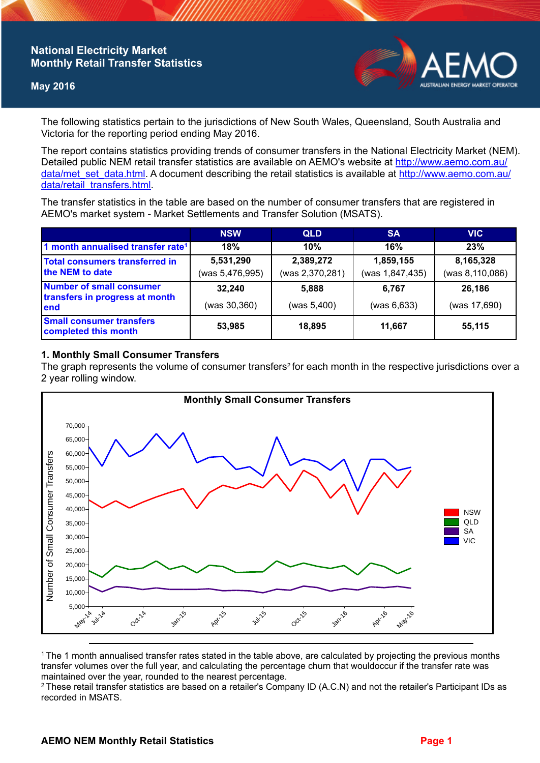# National Electricity Market Monthly Retail Transfer Statistics

**May 2016**

The following statistics pertain to the jurisdictions of New South Wales, Queensland, South Australia and Victoria for the reporting period ending May 2016.

The report contains statistics providing trends of consumer transfers in the National Electricity Market (NEM). Detailed public NEM retail transfer statistics are available on AEMO's website at http://www.aemo.com.au/data/met_set_data.html. A document describing the retail statistics is available at http://www.aemo.com.au/data/retail_transfers.html.

The transfer statistics in the table are based on the number of consumer transfers that are registered in AEMO's market system - Market Settlements and Transfer Solution (MSATS).

| | NSW | QLD | SA | VIC |
|---|---|---|---|---|
| 1 month annualised transfer rate[1] | 18% | 10% | 16% | 23% |
| Total consumers transferred in the NEM to date | 5,531,290 (was 5,476,995) | 2,389,272 (was 2,370,281) | 1,859,155 (was 1,847,435) | 8,165,328 (was 8,110,086) |
| Number of small consumer transfers in progress at month end | 32,240 (was 30,360) | 5,888 (was 5,400) | 6,767 (was 6,633) | 26,186 (was 17,690) |
| Small consumer transfers completed this month | 53,985 | 18,895 | 11,667 | 55,115 |

## 1. Monthly Small Consumer Transfers

The graph represents the volume of consumer transfers[2] for each month in the respective jurisdictions over a 2 year rolling window.

**Monthly Small Consumer Transfers**

---

[1] The 1 month annualised transfer rates stated in the table above, are calculated by projecting the previous months transfer volumes over the full year, and calculating the percentage churn that wouldoccur if the transfer rate was maintained over the year, rounded to the nearest percentage.

[2] These retail transfer statistics are based on a retailer's Company ID (A.C.N) and not the retailer's Participant IDs as recorded in MSATS.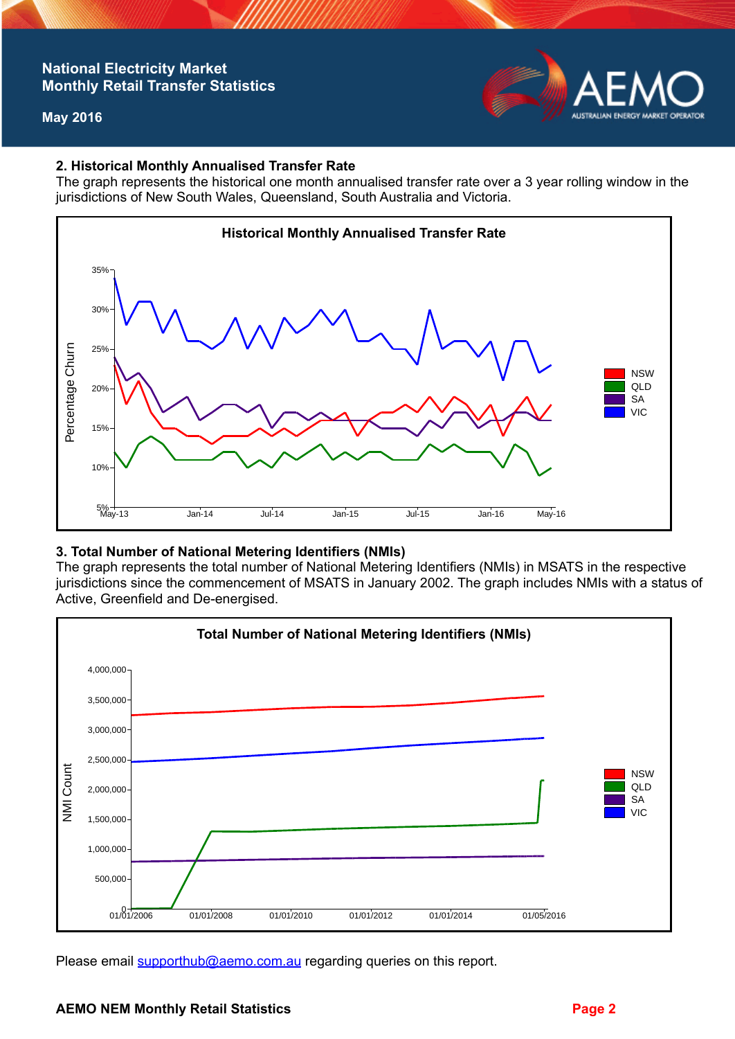## 2. Historical Monthly Annualised Transfer Rate

The graph represents the historical one month annualised transfer rate over a 3 year rolling window in the jurisdictions of New South Wales, Queensland, South Australia and Victoria.

**Historical Monthly Annualised Transfer Rate**

Percentage Churn

35%
30%
25%
20%
15%
10%
5%

May-13 Jan-14 Jul-14 Jan-15 Jul-15 Jan-16 May-16

NSW
QLD
SA
VIC

## 3. Total Number of National Metering Identifiers (NMIs)

The graph represents the total number of National Metering Identifiers (NMIs) in MSATS in the respective jurisdictions since the commencement of MSATS in January 2002. The graph includes NMIs with a status of Active, Greenfield and De-energised.

**Total Number of National Metering Identifiers (NMIs)**

NMI Count

4,000,000
3,500,000
3,000,000
2,500,000
2,000,000
1,500,000
1,000,000
500,000
0

01/01/2006 01/01/2008 01/01/2010 01/01/2012 01/01/2014 01/05/2016

NSW
QLD
SA
VIC

Please email supporthub@aemo.com.au regarding queries on this report.